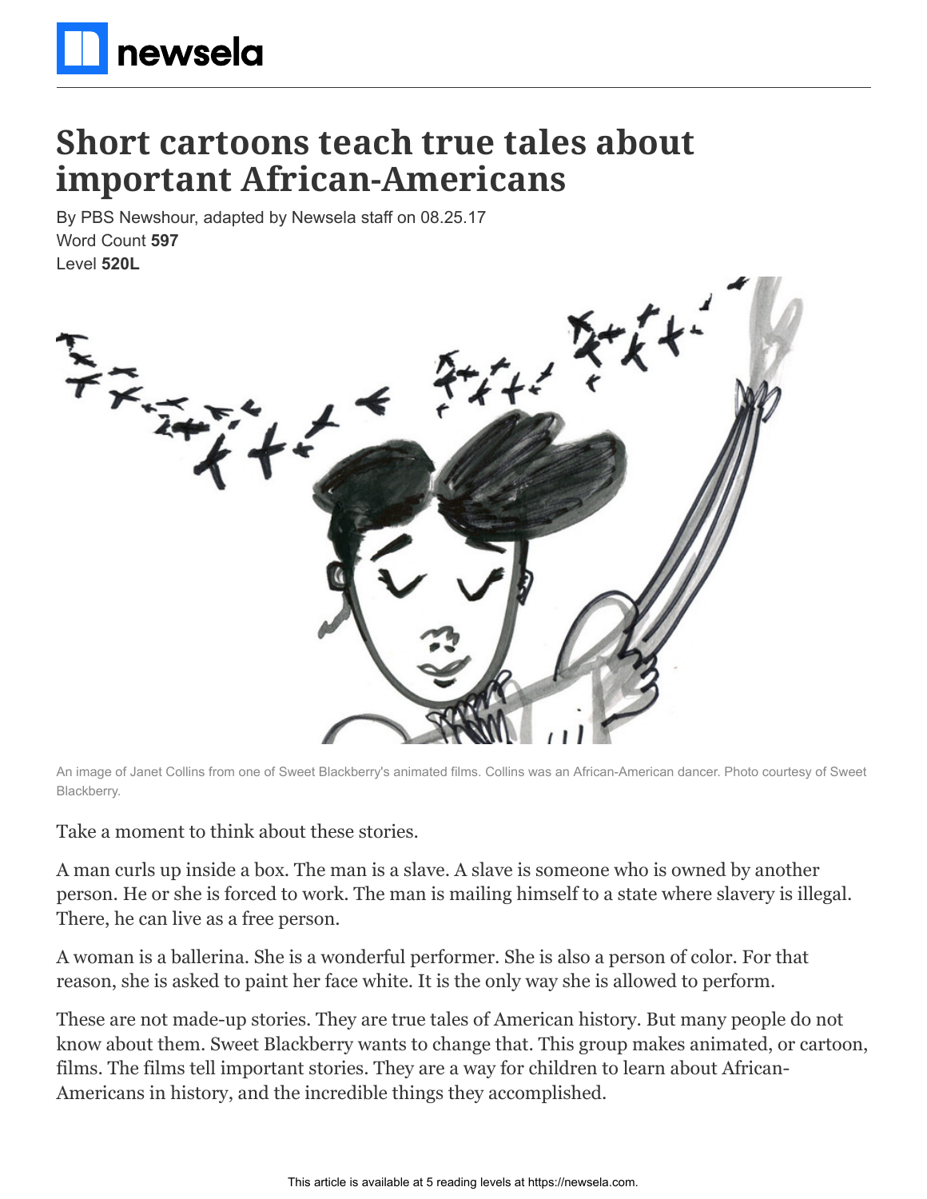# Short cartoons teach true tales about important African-Americans

By PBS Newshour, adapted by Newsela staff on 08.25.17

Word Count **597**

Level **520L**

An image of Janet Collins from one of Sweet Blackberry's animated films. Collins was an African-American dancer. Photo courtesy of Sweet Blackberry.

Take a moment to think about these stories.

A man curls up inside a box. The man is a slave. A slave is someone who is owned by another person. He or she is forced to work. The man is mailing himself to a state where slavery is illegal. There, he can live as a free person.

A woman is a ballerina. She is a wonderful performer. She is also a person of color. For that reason, she is asked to paint her face white. It is the only way she is allowed to perform.

These are not made-up stories. They are true tales of American history. But many people do not know about them. Sweet Blackberry wants to change that. This group makes animated, or cartoon, films. The films tell important stories. They are a way for children to learn about African-Americans in history, and the incredible things they accomplished.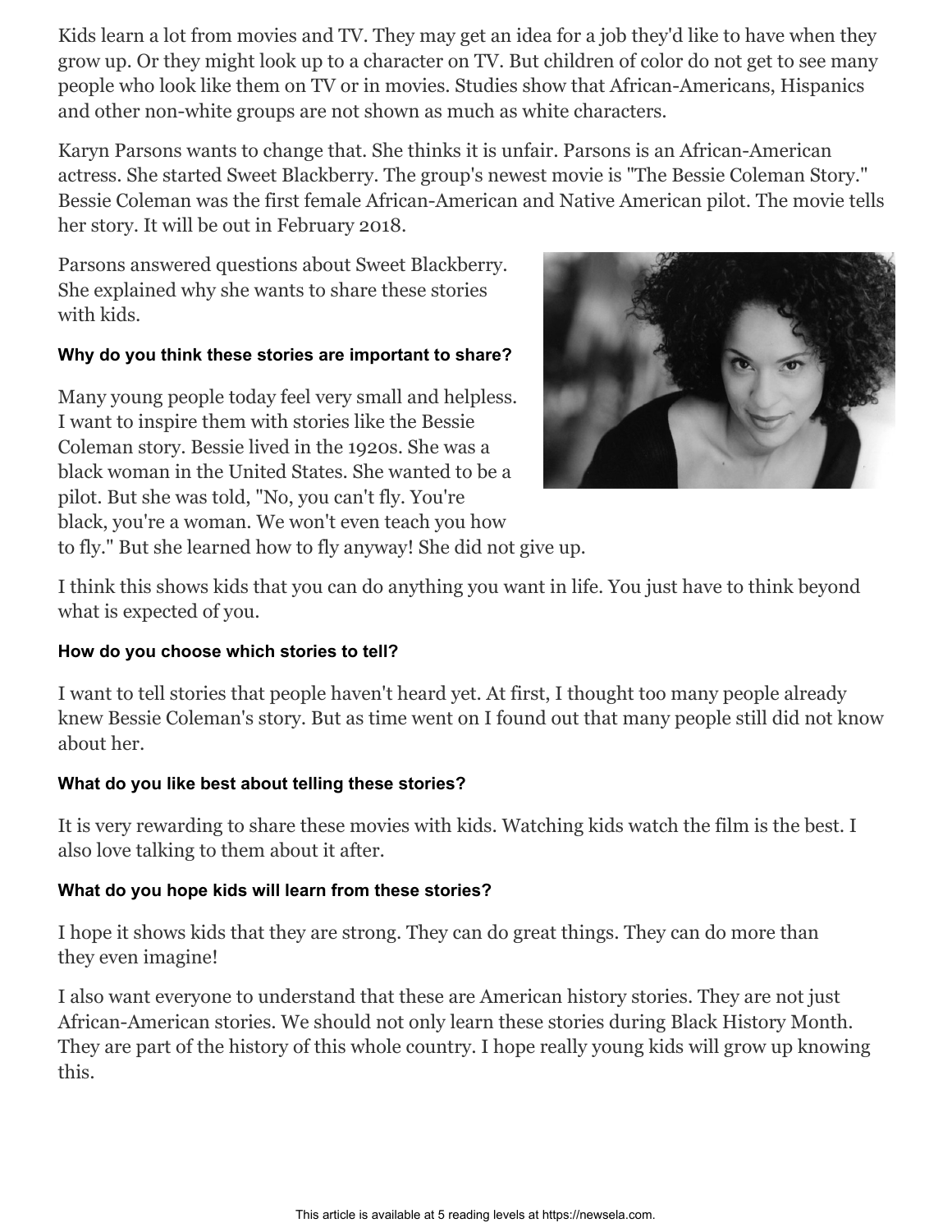Kids learn a lot from movies and TV. They may get an idea for a job they'd like to have when they grow up. Or they might look up to a character on TV. But children of color do not get to see many people who look like them on TV or in movies. Studies show that African-Americans, Hispanics and other non-white groups are not shown as much as white characters.

Karyn Parsons wants to change that. She thinks it is unfair. Parsons is an African-American actress. She started Sweet Blackberry. The group's newest movie is "The Bessie Coleman Story." Bessie Coleman was the first female African-American and Native American pilot. The movie tells her story. It will be out in February 2018.

Parsons answered questions about Sweet Blackberry. She explained why she wants to share these stories with kids.

#### Why do you think these stories are important to share?

Many young people today feel very small and helpless. I want to inspire them with stories like the Bessie Coleman story. Bessie lived in the 1920s. She was a black woman in the United States. She wanted to be a pilot. But she was told, "No, you can't fly. You're black, you're a woman. We won't even teach you how to fly." But she learned how to fly anyway! She did not give up.

I think this shows kids that you can do anything you want in life. You just have to think beyond what is expected of you.

#### How do you choose which stories to tell?

I want to tell stories that people haven't heard yet. At first, I thought too many people already knew Bessie Coleman's story. But as time went on I found out that many people still did not know about her.

#### What do you like best about telling these stories?

It is very rewarding to share these movies with kids. Watching kids watch the film is the best. I also love talking to them about it after.

#### What do you hope kids will learn from these stories?

I hope it shows kids that they are strong. They can do great things. They can do more than they even imagine!

I also want everyone to understand that these are American history stories. They are not just African-American stories. We should not only learn these stories during Black History Month. They are part of the history of this whole country. I hope really young kids will grow up knowing this.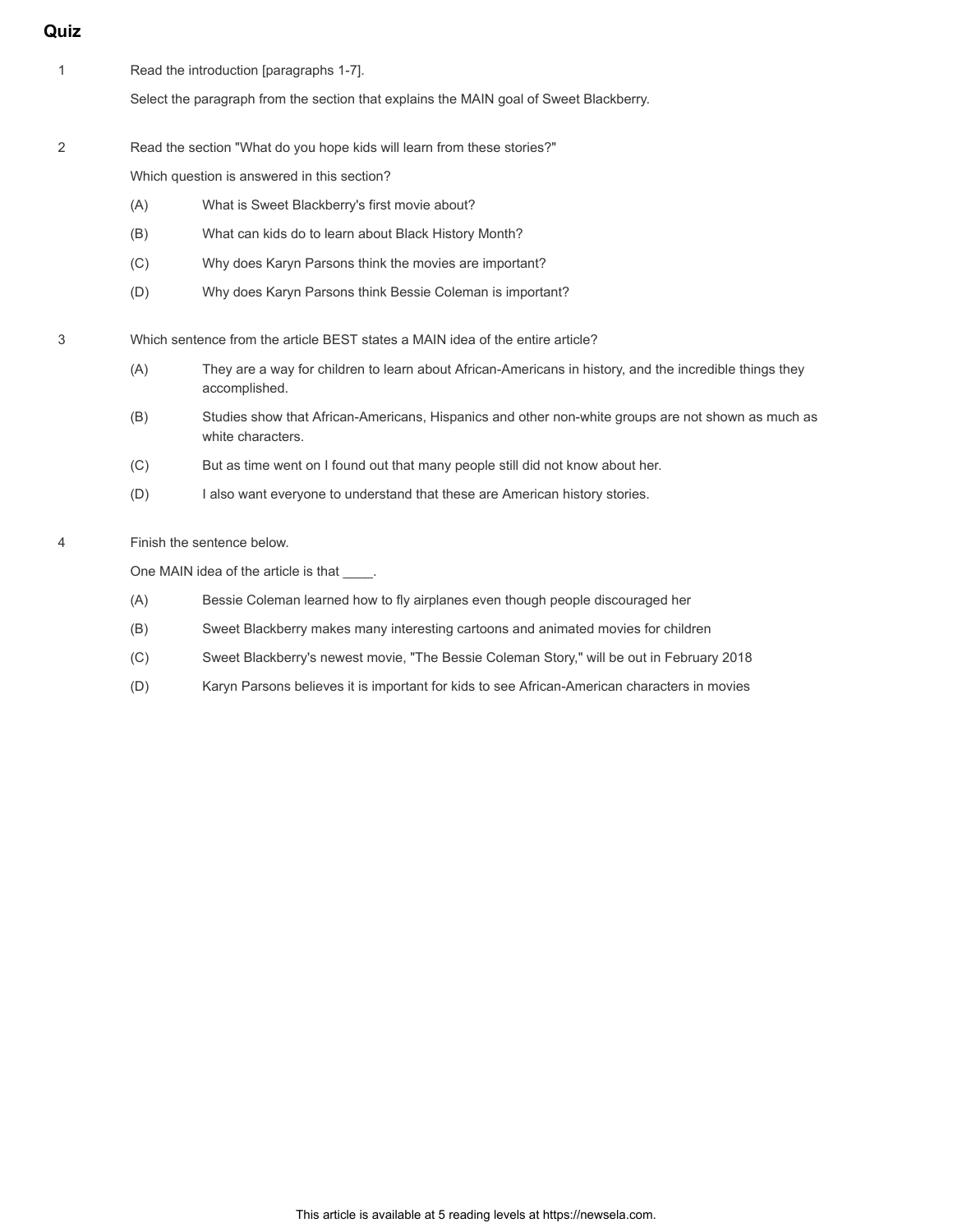## Quiz

1. Read the introduction [paragraphs 1-7].

   Select the paragraph from the section that explains the MAIN goal of Sweet Blackberry.

2. Read the section "What do you hope kids will learn from these stories?"

   Which question is answered in this section?

   (A) What is Sweet Blackberry's first movie about?

   (B) What can kids do to learn about Black History Month?

   (C) Why does Karyn Parsons think the movies are important?

   (D) Why does Karyn Parsons think Bessie Coleman is important?

3. Which sentence from the article BEST states a MAIN idea of the entire article?

   (A) They are a way for children to learn about African-Americans in history, and the incredible things they accomplished.

   (B) Studies show that African-Americans, Hispanics and other non-white groups are not shown as much as white characters.

   (C) But as time went on I found out that many people still did not know about her.

   (D) I also want everyone to understand that these are American history stories.

4. Finish the sentence below.

   One MAIN idea of the article is that ____.

   (A) Bessie Coleman learned how to fly airplanes even though people discouraged her

   (B) Sweet Blackberry makes many interesting cartoons and animated movies for children

   (C) Sweet Blackberry's newest movie, "The Bessie Coleman Story," will be out in February 2018

   (D) Karyn Parsons believes it is important for kids to see African-American characters in movies

This article is available at 5 reading levels at https://newsela.com.